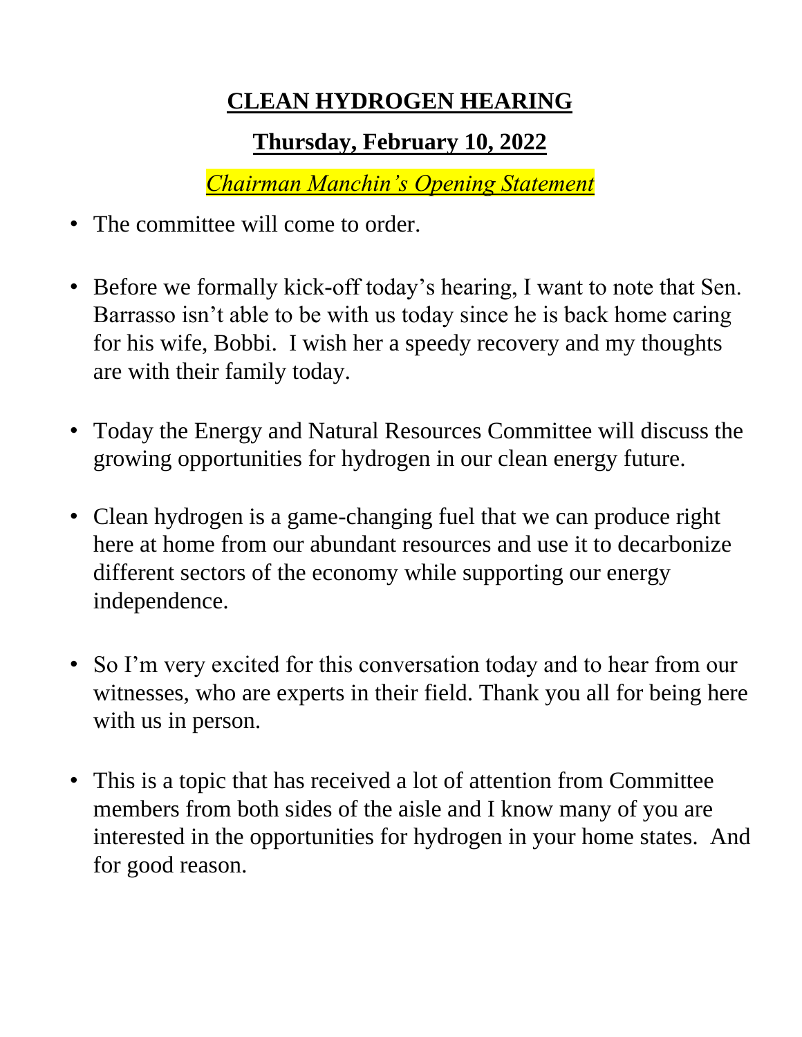# CLEAN HYDROGEN HEARING

## Thursday, February 10, 2022

***Chairman Manchin's Opening Statement***

- The committee will come to order.

- Before we formally kick-off today's hearing, I want to note that Sen. Barrasso isn't able to be with us today since he is back home caring for his wife, Bobbi. I wish her a speedy recovery and my thoughts are with their family today.

- Today the Energy and Natural Resources Committee will discuss the growing opportunities for hydrogen in our clean energy future.

- Clean hydrogen is a game-changing fuel that we can produce right here at home from our abundant resources and use it to decarbonize different sectors of the economy while supporting our energy independence.

- So I'm very excited for this conversation today and to hear from our witnesses, who are experts in their field. Thank you all for being here with us in person.

- This is a topic that has received a lot of attention from Committee members from both sides of the aisle and I know many of you are interested in the opportunities for hydrogen in your home states. And for good reason.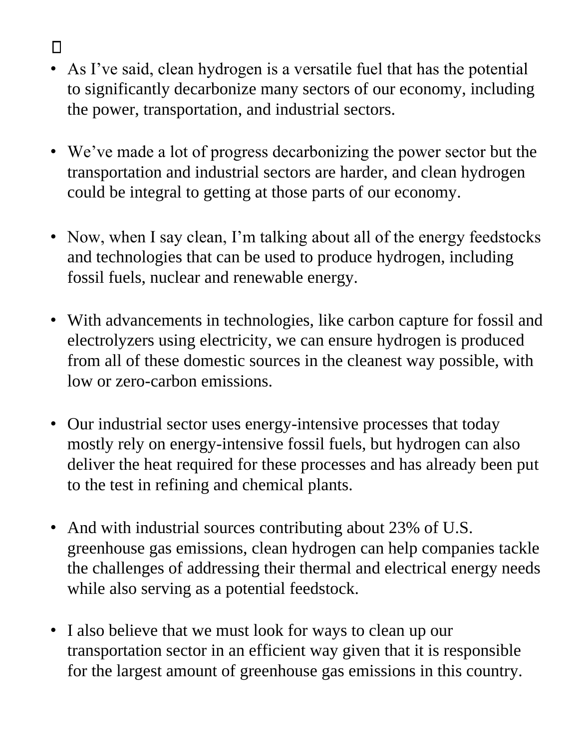- As I've said, clean hydrogen is a versatile fuel that has the potential to significantly decarbonize many sectors of our economy, including the power, transportation, and industrial sectors.

- We've made a lot of progress decarbonizing the power sector but the transportation and industrial sectors are harder, and clean hydrogen could be integral to getting at those parts of our economy.

- Now, when I say clean, I'm talking about all of the energy feedstocks and technologies that can be used to produce hydrogen, including fossil fuels, nuclear and renewable energy.

- With advancements in technologies, like carbon capture for fossil and electrolyzers using electricity, we can ensure hydrogen is produced from all of these domestic sources in the cleanest way possible, with low or zero-carbon emissions.

- Our industrial sector uses energy-intensive processes that today mostly rely on energy-intensive fossil fuels, but hydrogen can also deliver the heat required for these processes and has already been put to the test in refining and chemical plants.

- And with industrial sources contributing about 23% of U.S. greenhouse gas emissions, clean hydrogen can help companies tackle the challenges of addressing their thermal and electrical energy needs while also serving as a potential feedstock.

- I also believe that we must look for ways to clean up our transportation sector in an efficient way given that it is responsible for the largest amount of greenhouse gas emissions in this country.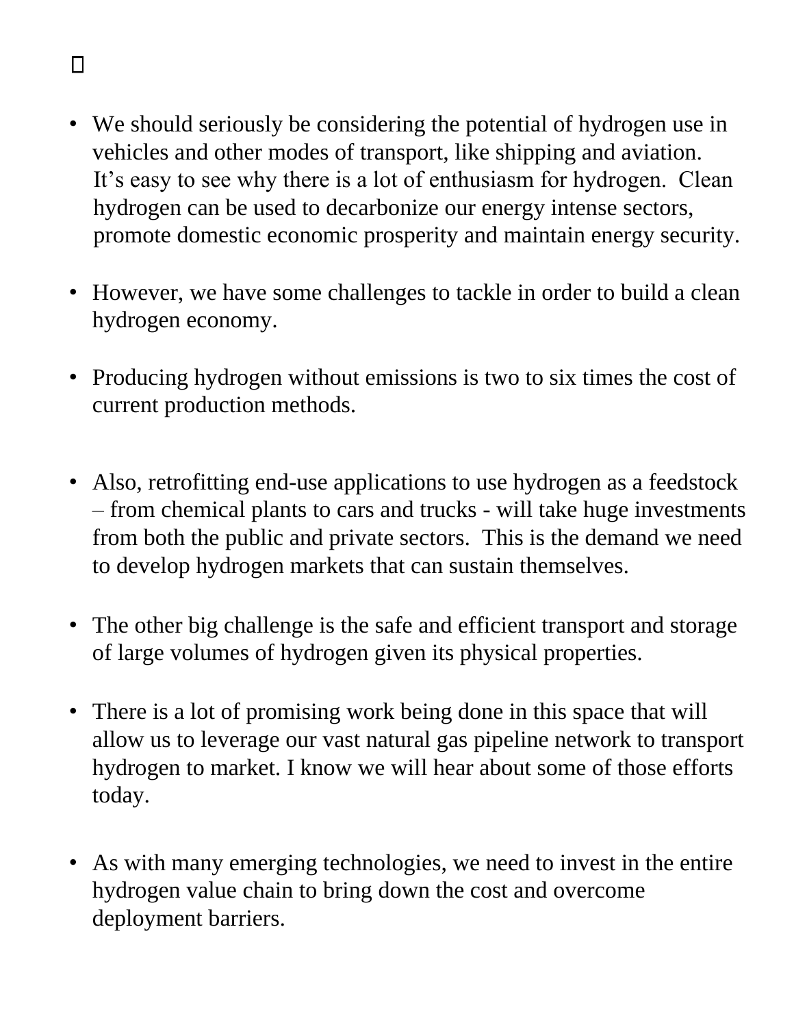- We should seriously be considering the potential of hydrogen use in vehicles and other modes of transport, like shipping and aviation. It's easy to see why there is a lot of enthusiasm for hydrogen. Clean hydrogen can be used to decarbonize our energy intense sectors, promote domestic economic prosperity and maintain energy security.

- However, we have some challenges to tackle in order to build a clean hydrogen economy.

- Producing hydrogen without emissions is two to six times the cost of current production methods.

- Also, retrofitting end-use applications to use hydrogen as a feedstock – from chemical plants to cars and trucks - will take huge investments from both the public and private sectors. This is the demand we need to develop hydrogen markets that can sustain themselves.

- The other big challenge is the safe and efficient transport and storage of large volumes of hydrogen given its physical properties.

- There is a lot of promising work being done in this space that will allow us to leverage our vast natural gas pipeline network to transport hydrogen to market. I know we will hear about some of those efforts today.

- As with many emerging technologies, we need to invest in the entire hydrogen value chain to bring down the cost and overcome deployment barriers.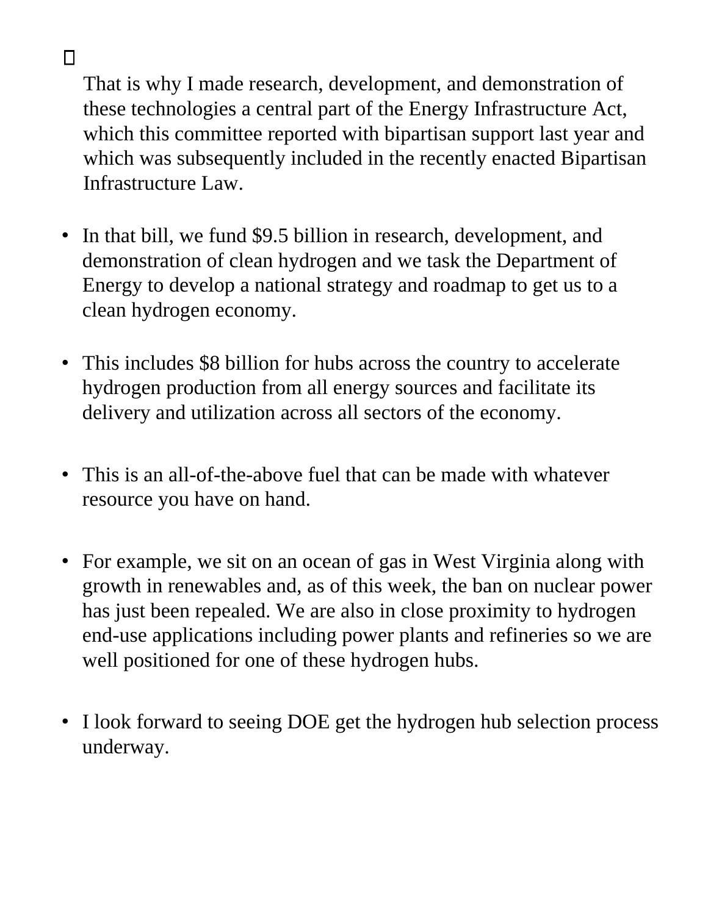- That is why I made research, development, and demonstration of these technologies a central part of the Energy Infrastructure Act, which this committee reported with bipartisan support last year and which was subsequently included in the recently enacted Bipartisan Infrastructure Law.

- In that bill, we fund $9.5 billion in research, development, and demonstration of clean hydrogen and we task the Department of Energy to develop a national strategy and roadmap to get us to a clean hydrogen economy.

- This includes $8 billion for hubs across the country to accelerate hydrogen production from all energy sources and facilitate its delivery and utilization across all sectors of the economy.

- This is an all-of-the-above fuel that can be made with whatever resource you have on hand.

- For example, we sit on an ocean of gas in West Virginia along with growth in renewables and, as of this week, the ban on nuclear power has just been repealed. We are also in close proximity to hydrogen end-use applications including power plants and refineries so we are well positioned for one of these hydrogen hubs.

- I look forward to seeing DOE get the hydrogen hub selection process underway.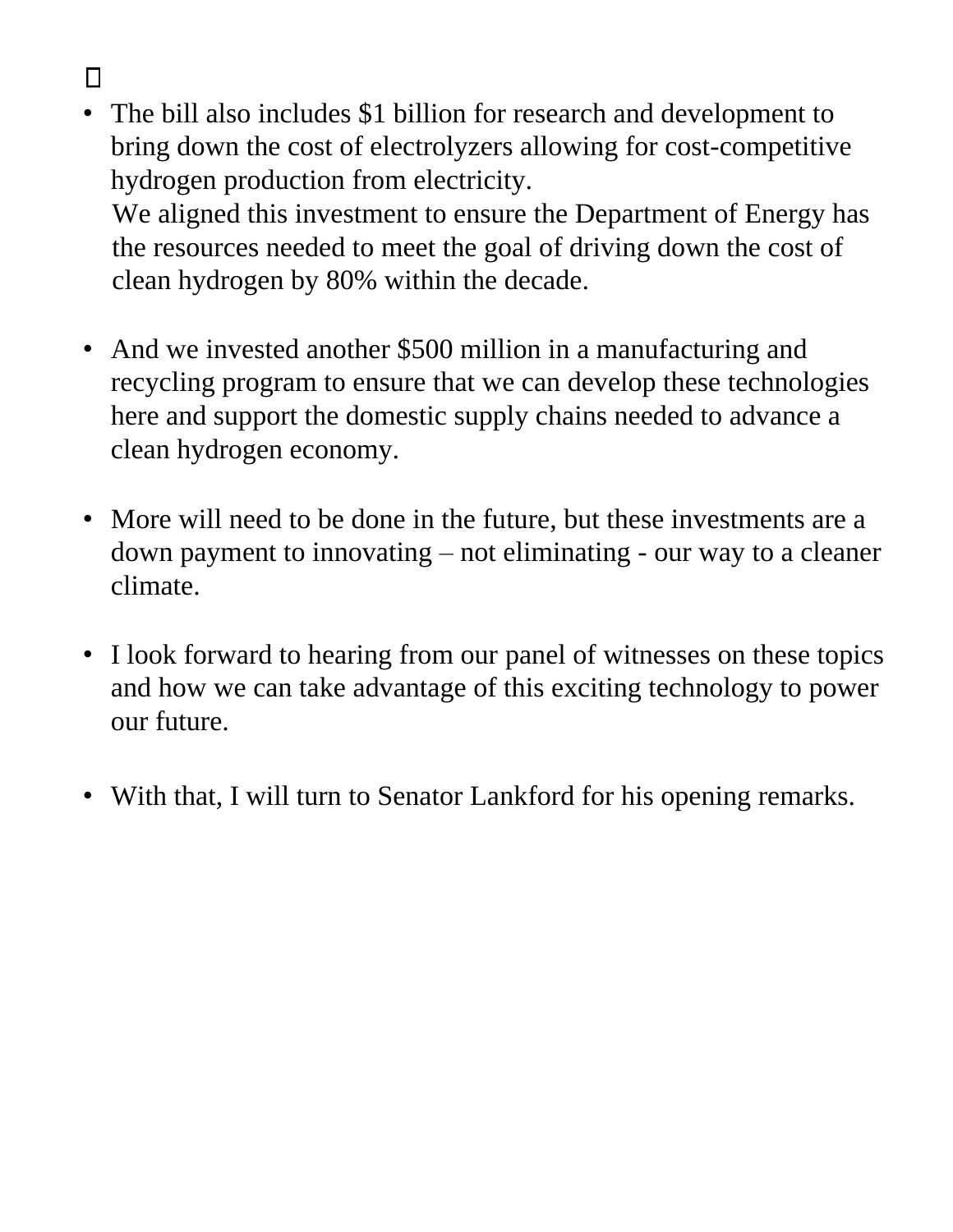- The bill also includes $1 billion for research and development to bring down the cost of electrolyzers allowing for cost-competitive hydrogen production from electricity.
  We aligned this investment to ensure the Department of Energy has the resources needed to meet the goal of driving down the cost of clean hydrogen by 80% within the decade.

- And we invested another $500 million in a manufacturing and recycling program to ensure that we can develop these technologies here and support the domestic supply chains needed to advance a clean hydrogen economy.

- More will need to be done in the future, but these investments are a down payment to innovating – not eliminating - our way to a cleaner climate.

- I look forward to hearing from our panel of witnesses on these topics and how we can take advantage of this exciting technology to power our future.

- With that, I will turn to Senator Lankford for his opening remarks.